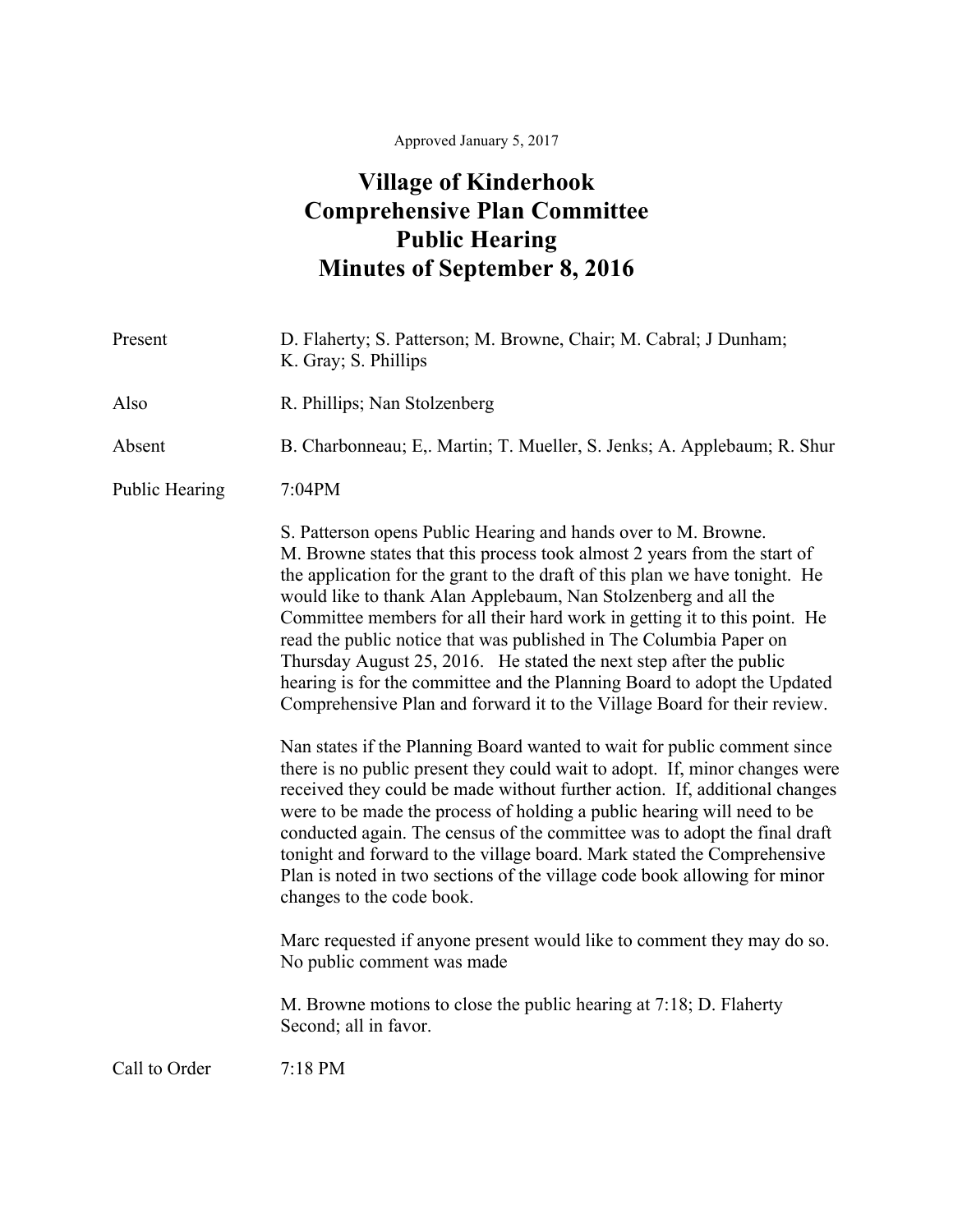Approved January 5, 2017

# Village of Kinderhook
# Comprehensive Plan Committee
# Public Hearing
# Minutes of September 8, 2016

| | |
|---|---|
| Present | D. Flaherty; S. Patterson; M. Browne, Chair; M. Cabral; J Dunham; K. Gray; S. Phillips |
| Also | R. Phillips; Nan Stolzenberg |
| Absent | B. Charbonneau; E,. Martin; T. Mueller, S. Jenks; A. Applebaum; R. Shur |
| Public Hearing | 7:04PM |

S. Patterson opens Public Hearing and hands over to M. Browne.
M. Browne states that this process took almost 2 years from the start of the application for the grant to the draft of this plan we have tonight. He would like to thank Alan Applebaum, Nan Stolzenberg and all the Committee members for all their hard work in getting it to this point. He read the public notice that was published in The Columbia Paper on Thursday August 25, 2016. He stated the next step after the public hearing is for the committee and the Planning Board to adopt the Updated Comprehensive Plan and forward it to the Village Board for their review.

Nan states if the Planning Board wanted to wait for public comment since there is no public present they could wait to adopt. If, minor changes were received they could be made without further action. If, additional changes were to be made the process of holding a public hearing will need to be conducted again. The census of the committee was to adopt the final draft tonight and forward to the village board. Mark stated the Comprehensive Plan is noted in two sections of the village code book allowing for minor changes to the code book.

Marc requested if anyone present would like to comment they may do so. No public comment was made

M. Browne motions to close the public hearing at 7:18; D. Flaherty Second; all in favor.

Call to Order 7:18 PM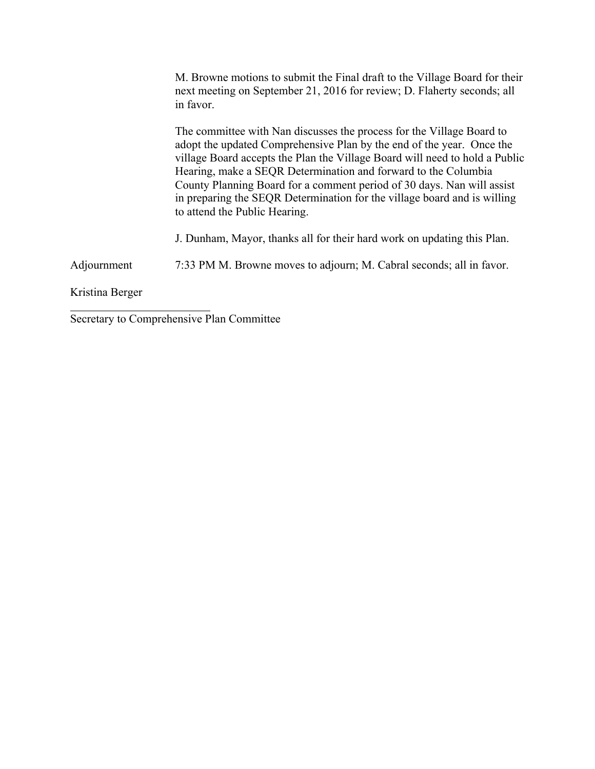M. Browne motions to submit the Final draft to the Village Board for their next meeting on September 21, 2016 for review; D. Flaherty seconds; all in favor.

The committee with Nan discusses the process for the Village Board to adopt the updated Comprehensive Plan by the end of the year. Once the village Board accepts the Plan the Village Board will need to hold a Public Hearing, make a SEQR Determination and forward to the Columbia County Planning Board for a comment period of 30 days. Nan will assist in preparing the SEQR Determination for the village board and is willing to attend the Public Hearing.

J. Dunham, Mayor, thanks all for their hard work on updating this Plan.

Adjournment — 7:33 PM M. Browne moves to adjourn; M. Cabral seconds; all in favor.

Kristina Berger

___________________________

Secretary to Comprehensive Plan Committee